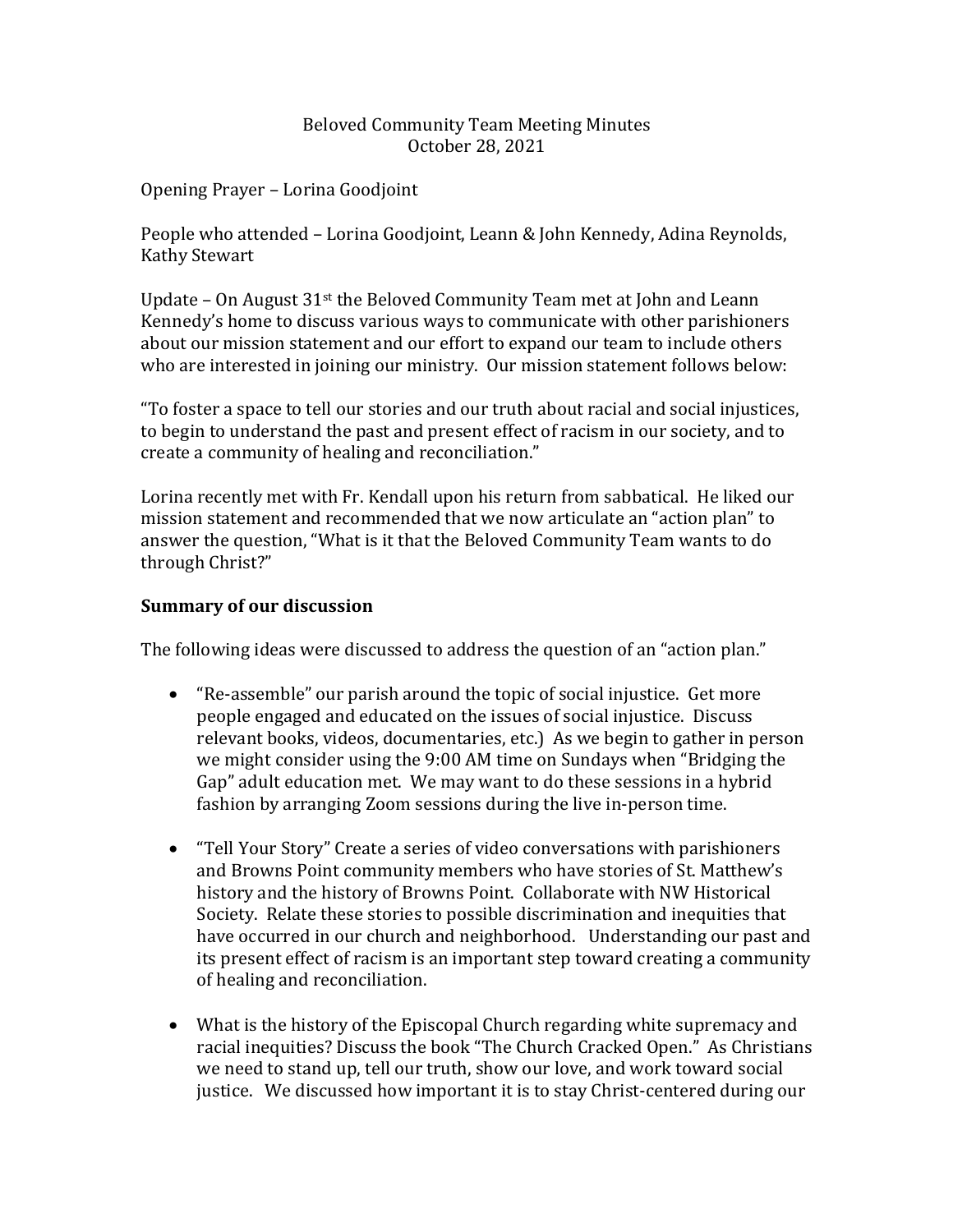# Beloved Community Team Meeting Minutes
October 28, 2021

Opening Prayer – Lorina Goodjoint

People who attended – Lorina Goodjoint, Leann & John Kennedy, Adina Reynolds, Kathy Stewart

Update – On August 31st the Beloved Community Team met at John and Leann Kennedy's home to discuss various ways to communicate with other parishioners about our mission statement and our effort to expand our team to include others who are interested in joining our ministry. Our mission statement follows below:

"To foster a space to tell our stories and our truth about racial and social injustices, to begin to understand the past and present effect of racism in our society, and to create a community of healing and reconciliation."

Lorina recently met with Fr. Kendall upon his return from sabbatical. He liked our mission statement and recommended that we now articulate an "action plan" to answer the question, "What is it that the Beloved Community Team wants to do through Christ?"

**Summary of our discussion**

The following ideas were discussed to address the question of an "action plan."

- "Re-assemble" our parish around the topic of social injustice. Get more people engaged and educated on the issues of social injustice. Discuss relevant books, videos, documentaries, etc.) As we begin to gather in person we might consider using the 9:00 AM time on Sundays when "Bridging the Gap" adult education met. We may want to do these sessions in a hybrid fashion by arranging Zoom sessions during the live in-person time.

- "Tell Your Story" Create a series of video conversations with parishioners and Browns Point community members who have stories of St. Matthew's history and the history of Browns Point. Collaborate with NW Historical Society. Relate these stories to possible discrimination and inequities that have occurred in our church and neighborhood. Understanding our past and its present effect of racism is an important step toward creating a community of healing and reconciliation.

- What is the history of the Episcopal Church regarding white supremacy and racial inequities? Discuss the book "The Church Cracked Open." As Christians we need to stand up, tell our truth, show our love, and work toward social justice. We discussed how important it is to stay Christ-centered during our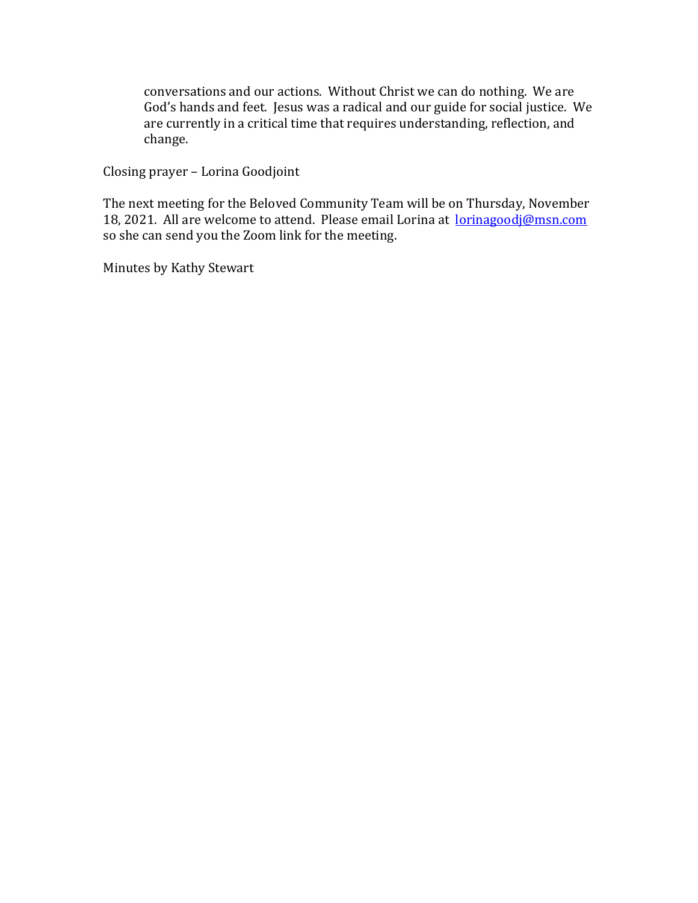conversations and our actions. Without Christ we can do nothing. We are God's hands and feet. Jesus was a radical and our guide for social justice. We are currently in a critical time that requires understanding, reflection, and change.

Closing prayer – Lorina Goodjoint

The next meeting for the Beloved Community Team will be on Thursday, November 18, 2021. All are welcome to attend. Please email Lorina at [lorinagoodj@msn.com](mailto:lorinagoodj@msn.com) so she can send you the Zoom link for the meeting.

Minutes by Kathy Stewart